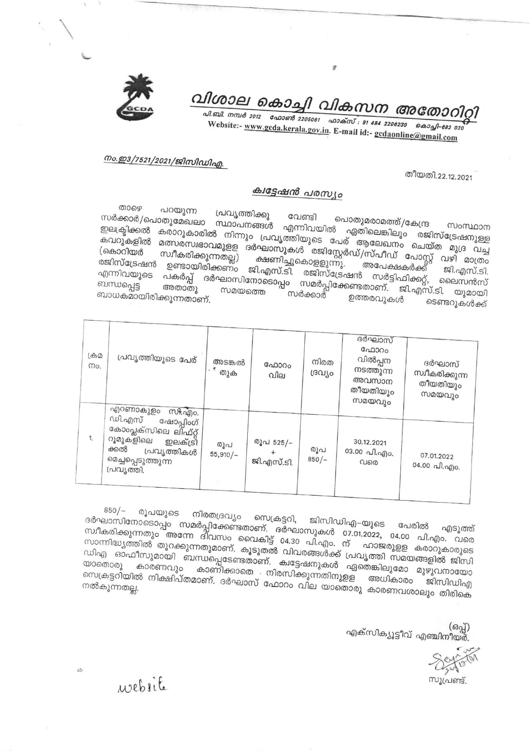# വിശാല കൊച്ചി വികസന അതോറിറ്റി

പി.ബി. നമ്പർ 2012 ഫോൺ 2205061 ഫാക്സ് : 91 484 2206230 കൊച്ചി-682 020
Website:- www.gcda.kerala.gov.in. E-mail id:- gcdaonline@gmail.com

നം.ഇ3/7521/2021/ജിസിഡിഎ.

തീയതി.22.12.2021

## ക്വട്ടേഷൻ പരസ്യം

താഴെ പറയുന്ന പ്രവൃത്തിക്കു വേണ്ടി പൊതുമരാമത്ത്/കേന്ദ്ര സംസ്ഥാന സർക്കാർ/പൊതുമേഖലാ സ്ഥാപനങ്ങൾ എന്നിവയിൽ ഏതിലെങ്കിലും രജിസ്ട്രേഷനുള്ള ഇലക്ട്രിക്കൽ കരാറുകാരിൽ നിന്നും പ്രവൃത്തിയുടെ പേര് ആലേഖനം ചെയ്ത മുദ്ര വച്ച കവറുകളിൽ മത്സരസ്വഭാവമുള്ള ദർഘാസുകൾ രജിസ്റ്റേർഡ്/സ്പീഡ് പോസ്റ്റ് വഴി മാത്രം (കൊറിയർ സ്വീകരിക്കുന്നതല്ല) ക്ഷണിച്ചുകൊള്ളുന്നു. അപേക്ഷകർക്ക് ജി.എസ്.ടി. രജിസ്ട്രേഷൻ ഉണ്ടായിരിക്കണം ജി.എസ്.ടി. രജിസ്ട്രേഷൻ സർട്ടിഫിക്കറ്റ്, ലൈസൻസ് എന്നിവയുടെ പകർപ്പ് ദർഘാസിനോടൊപ്പം സമർപ്പിക്കേണ്ടതാണ്. ജി.എസ്.ടി. യുമായി ബന്ധപ്പെട്ട അതാതു സമയത്തെ സർക്കാർ ഉത്തരവുകൾ ടെണ്ടറുകൾക്ക് ബാധകമായിരിക്കുന്നതാണ്.

| ക്രമ നം. | പ്രവൃത്തിയുടെ പേര് | അടങ്കൽ തുക | ഫോറം വില | നിരത ദ്രവ്യം | ദർഘാസ് ഫോറം വിൽപ്പന നടത്തുന്ന അവസാന തീയതിയും സമയവും | ദർഘാസ് സ്വീകരിക്കുന്ന തീയതിയും സമയവും |
|---|---|---|---|---|---|---|
| 1. | എറണാകുളം സി.എം. ഡി.എസ് ഷോപ്പിംഗ് കോംപ്ലക്സിലെ ലിഫ്റ്റ് റൂമുകളിലെ ഇലക്ട്രിക്കൽ പ്രവൃത്തികൾ മെച്ചപ്പെടുത്തുന്ന പ്രവൃത്തി. | രൂപ 55,910/- | രൂപ 525/- + ജി.എസ്.ടി. | രൂപ 850/- | 30.12.2021 03.00 പി.എം. വരെ | 07.01.2022 04.00 പി.എം. |

850/- രൂപയുടെ നിരതദ്രവ്യം സെക്രട്ടറി, ജിസിഡിഎ-യുടെ പേരിൽ എടുത്ത് ദർഘാസിനോടൊപ്പം സമർപ്പിക്കേണ്ടതാണ്. ദർഘാസുകൾ 07.01.2022, 04.00 പി.എം. വരെ സ്വീകരിക്കുന്നതും അന്നേ ദിവസം വൈകിട്ട് 04.30 പി.എം. ന് ഹാജരുള്ള കരാറുകാരുടെ സാന്നിദ്ധ്യത്തിൽ തുറക്കുന്നതുമാണ്. കൂടുതൽ വിവരങ്ങൾക്ക് പ്രവൃത്തി സമയങ്ങളിൽ ജിസിഡിഎ ഓഫീസുമായി ബന്ധപ്പെടേണ്ടതാണ്. ക്വട്ടേഷനുകൾ ഏതെങ്കിലുമോ മുഴുവനായോ യാതൊരു കാരണവും കാണിക്കാതെ നിരസിക്കുന്നതിനുള്ള അധികാരം ജിസിഡിഎ സെക്രട്ടറിയിൽ നിക്ഷിപ്തമാണ്. ദർഘാസ് ഫോറം വില യാതൊരു കാരണവശാലും തിരികെ നൽകുന്നതല്ല.

(ഒപ്പ്)
എക്സിക്യൂട്ടീവ് എഞ്ചിനീയർ.

സൂപ്രണ്ട്.

website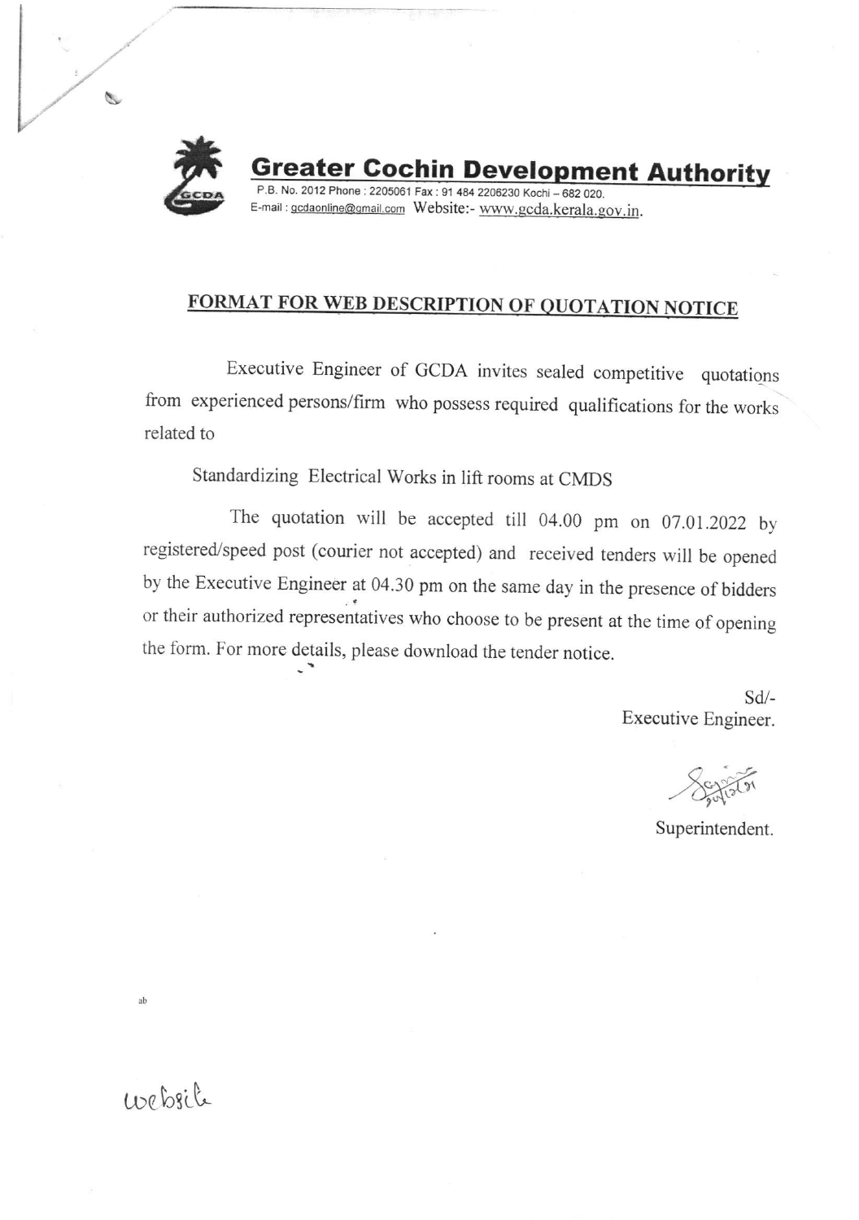# Greater Cochin Development Authority

P.B. No. 2012 Phone : 2205061 Fax : 91 484 2206230 Kochi – 682 020.
E-mail : gcdaonline@gmail.com Website:- www.gcda.kerala.gov.in.

## FORMAT FOR WEB DESCRIPTION OF QUOTATION NOTICE

Executive Engineer of GCDA invites sealed competitive quotations from experienced persons/firm who possess required qualifications for the works related to

Standardizing Electrical Works in lift rooms at CMDS

The quotation will be accepted till 04.00 pm on 07.01.2022 by registered/speed post (courier not accepted) and received tenders will be opened by the Executive Engineer at 04.30 pm on the same day in the presence of bidders or their authorized representatives who choose to be present at the time of opening the form. For more details, please download the tender notice.

Sd/-
Executive Engineer.

Superintendent.

ab

website